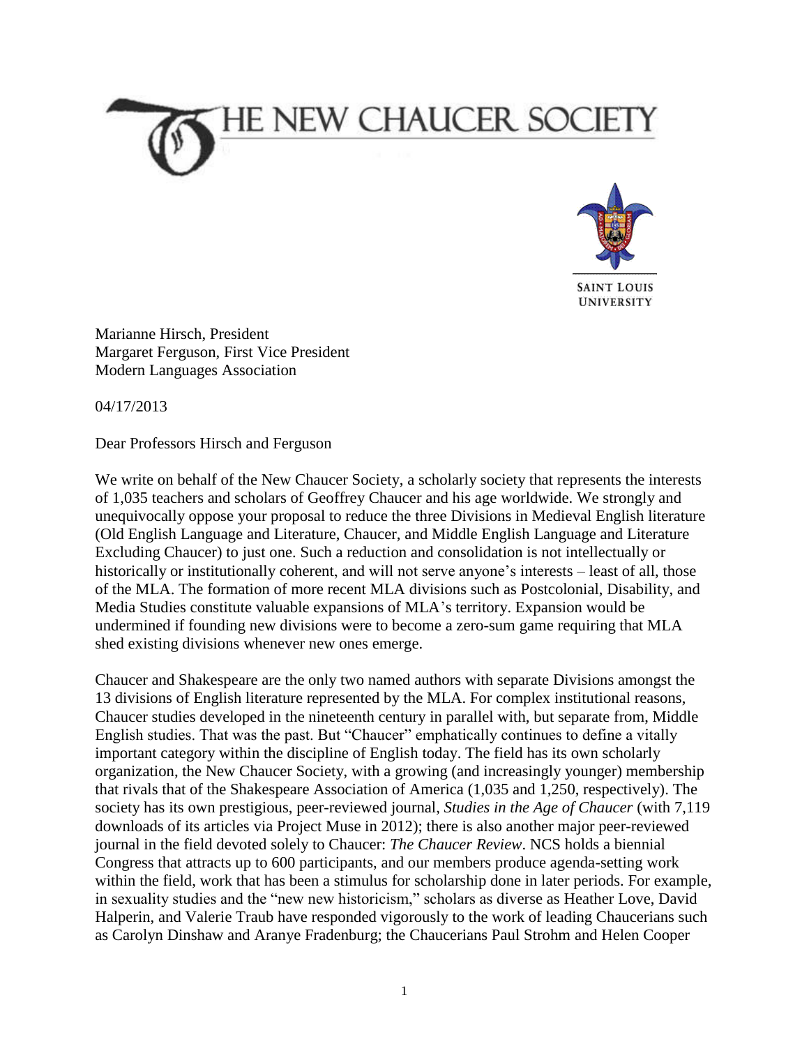# THE NEW CHAUCER SOCIETY

SAINT LOUIS UNIVERSITY

Marianne Hirsch, President
Margaret Ferguson, First Vice President
Modern Languages Association

04/17/2013

Dear Professors Hirsch and Ferguson

We write on behalf of the New Chaucer Society, a scholarly society that represents the interests of 1,035 teachers and scholars of Geoffrey Chaucer and his age worldwide. We strongly and unequivocally oppose your proposal to reduce the three Divisions in Medieval English literature (Old English Language and Literature, Chaucer, and Middle English Language and Literature Excluding Chaucer) to just one. Such a reduction and consolidation is not intellectually or historically or institutionally coherent, and will not serve anyone's interests – least of all, those of the MLA. The formation of more recent MLA divisions such as Postcolonial, Disability, and Media Studies constitute valuable expansions of MLA's territory. Expansion would be undermined if founding new divisions were to become a zero-sum game requiring that MLA shed existing divisions whenever new ones emerge.

Chaucer and Shakespeare are the only two named authors with separate Divisions amongst the 13 divisions of English literature represented by the MLA. For complex institutional reasons, Chaucer studies developed in the nineteenth century in parallel with, but separate from, Middle English studies. That was the past. But "Chaucer" emphatically continues to define a vitally important category within the discipline of English today. The field has its own scholarly organization, the New Chaucer Society, with a growing (and increasingly younger) membership that rivals that of the Shakespeare Association of America (1,035 and 1,250, respectively). The society has its own prestigious, peer-reviewed journal, *Studies in the Age of Chaucer* (with 7,119 downloads of its articles via Project Muse in 2012); there is also another major peer-reviewed journal in the field devoted solely to Chaucer: *The Chaucer Review*. NCS holds a biennial Congress that attracts up to 600 participants, and our members produce agenda-setting work within the field, work that has been a stimulus for scholarship done in later periods. For example, in sexuality studies and the "new new historicism," scholars as diverse as Heather Love, David Halperin, and Valerie Traub have responded vigorously to the work of leading Chaucerians such as Carolyn Dinshaw and Aranye Fradenburg; the Chaucerians Paul Strohm and Helen Cooper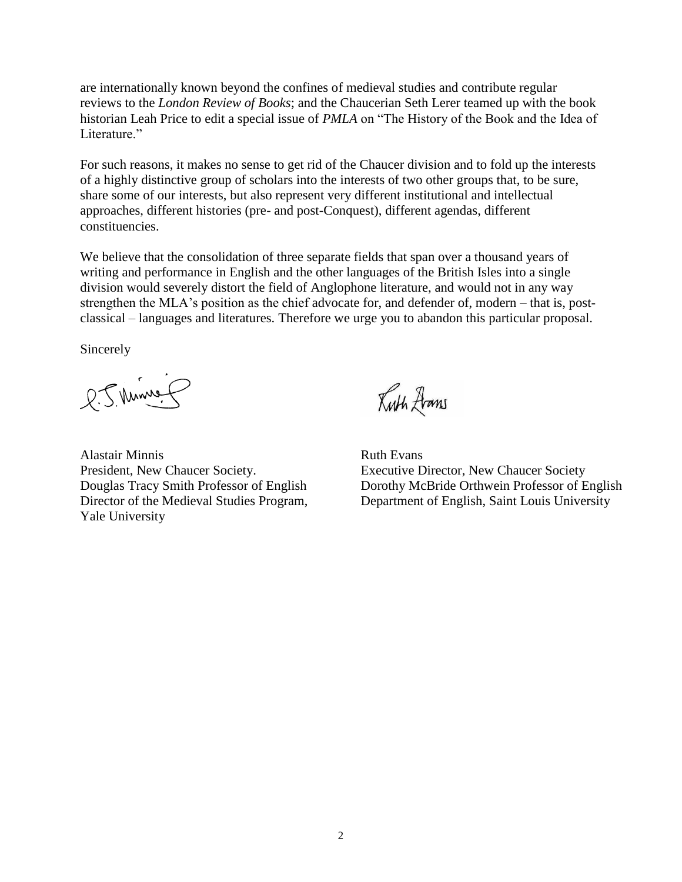are internationally known beyond the confines of medieval studies and contribute regular reviews to the *London Review of Books*; and the Chaucerian Seth Lerer teamed up with the book historian Leah Price to edit a special issue of *PMLA* on "The History of the Book and the Idea of Literature."

For such reasons, it makes no sense to get rid of the Chaucer division and to fold up the interests of a highly distinctive group of scholars into the interests of two other groups that, to be sure, share some of our interests, but also represent very different institutional and intellectual approaches, different histories (pre- and post-Conquest), different agendas, different constituencies.

We believe that the consolidation of three separate fields that span over a thousand years of writing and performance in English and the other languages of the British Isles into a single division would severely distort the field of Anglophone literature, and would not in any way strengthen the MLA's position as the chief advocate for, and defender of, modern – that is, post-classical – languages and literatures. Therefore we urge you to abandon this particular proposal.

Sincerely

Alastair Minnis
President, New Chaucer Society.
Douglas Tracy Smith Professor of English
Director of the Medieval Studies Program,
Yale University

Ruth Evans
Executive Director, New Chaucer Society
Dorothy McBride Orthwein Professor of English
Department of English, Saint Louis University